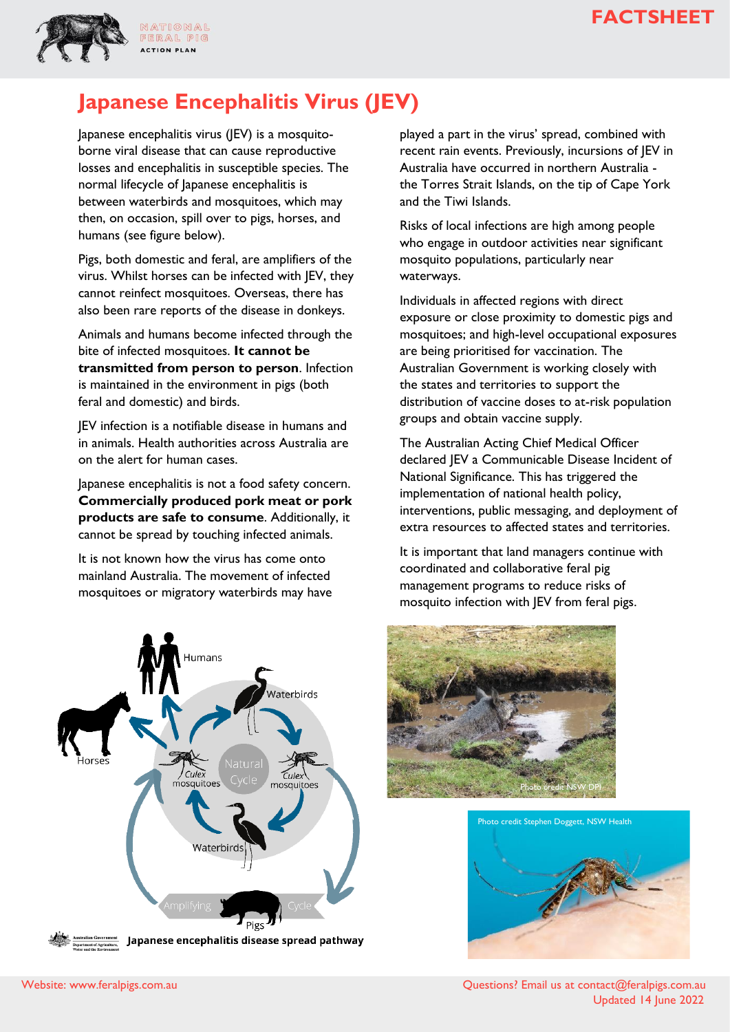FACTSHEET

# Japanese Encephalitis Virus (JEV)

Japanese encephalitis virus (JEV) is a mosquito-borne viral disease that can cause reproductive losses and encephalitis in susceptible species. The normal lifecycle of Japanese encephalitis is between waterbirds and mosquitoes, which may then, on occasion, spill over to pigs, horses, and humans (see figure below).

Pigs, both domestic and feral, are amplifiers of the virus. Whilst horses can be infected with JEV, they cannot reinfect mosquitoes. Overseas, there has also been rare reports of the disease in donkeys.

Animals and humans become infected through the bite of infected mosquitoes. **It cannot be transmitted from person to person**. Infection is maintained in the environment in pigs (both feral and domestic) and birds.

JEV infection is a notifiable disease in humans and in animals. Health authorities across Australia are on the alert for human cases.

Japanese encephalitis is not a food safety concern. **Commercially produced pork meat or pork products are safe to consume**. Additionally, it cannot be spread by touching infected animals.

It is not known how the virus has come onto mainland Australia. The movement of infected mosquitoes or migratory waterbirds may have played a part in the virus' spread, combined with recent rain events. Previously, incursions of JEV in Australia have occurred in northern Australia - the Torres Strait Islands, on the tip of Cape York and the Tiwi Islands.

Risks of local infections are high among people who engage in outdoor activities near significant mosquito populations, particularly near waterways.

Individuals in affected regions with direct exposure or close proximity to domestic pigs and mosquitoes; and high-level occupational exposures are being prioritised for vaccination. The Australian Government is working closely with the states and territories to support the distribution of vaccine doses to at-risk population groups and obtain vaccine supply.

The Australian Acting Chief Medical Officer declared JEV a Communicable Disease Incident of National Significance. This has triggered the implementation of national health policy, interventions, public messaging, and deployment of extra resources to affected states and territories.

It is important that land managers continue with coordinated and collaborative feral pig management programs to reduce risks of mosquito infection with JEV from feral pigs.

Japanese encephalitis disease spread pathway

Photo credit NSW DPI

Photo credit Stephen Doggett, NSW Health

Website: www.feralpigs.com.au

Questions? Email us at contact@feralpigs.com.au

Updated 14 June 2022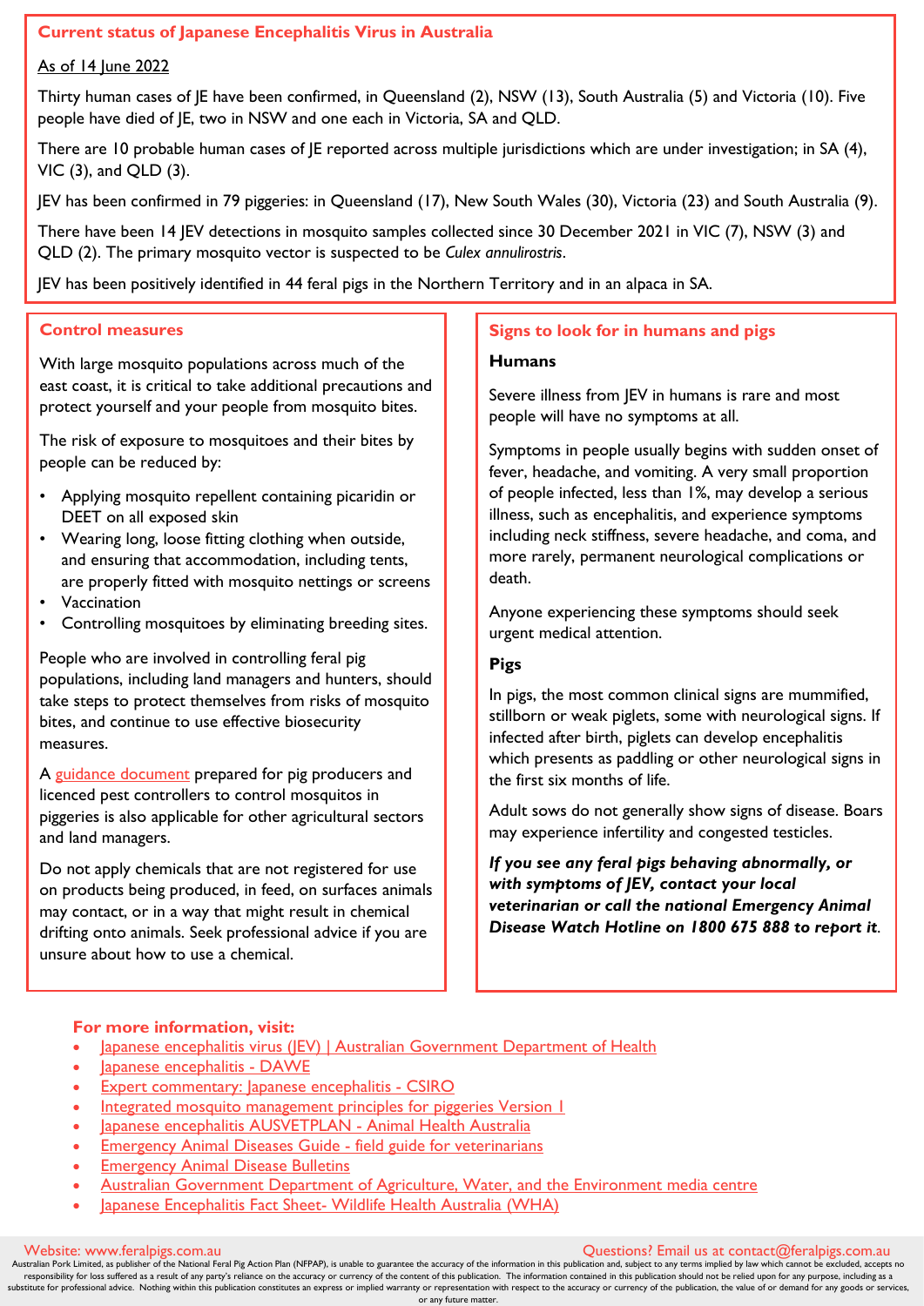## Current status of Japanese Encephalitis Virus in Australia

As of 14 June 2022

Thirty human cases of JE have been confirmed, in Queensland (2), NSW (13), South Australia (5) and Victoria (10). Five people have died of JE, two in NSW and one each in Victoria, SA and QLD.

There are 10 probable human cases of JE reported across multiple jurisdictions which are under investigation; in SA (4), VIC (3), and QLD (3).

JEV has been confirmed in 79 piggeries: in Queensland (17), New South Wales (30), Victoria (23) and South Australia (9).

There have been 14 JEV detections in mosquito samples collected since 30 December 2021 in VIC (7), NSW (3) and QLD (2). The primary mosquito vector is suspected to be *Culex annulirostris*.

JEV has been positively identified in 44 feral pigs in the Northern Territory and in an alpaca in SA.

## Control measures

With large mosquito populations across much of the east coast, it is critical to take additional precautions and protect yourself and your people from mosquito bites.

The risk of exposure to mosquitoes and their bites by people can be reduced by:

- Applying mosquito repellent containing picaridin or DEET on all exposed skin
- Wearing long, loose fitting clothing when outside, and ensuring that accommodation, including tents, are properly fitted with mosquito nettings or screens
- Vaccination
- Controlling mosquitoes by eliminating breeding sites.

People who are involved in controlling feral pig populations, including land managers and hunters, should take steps to protect themselves from risks of mosquito bites, and continue to use effective biosecurity measures.

A guidance document prepared for pig producers and licenced pest controllers to control mosquitos in piggeries is also applicable for other agricultural sectors and land managers.

Do not apply chemicals that are not registered for use on products being produced, in feed, on surfaces animals may contact, or in a way that might result in chemical drifting onto animals. Seek professional advice if you are unsure about how to use a chemical.

## Signs to look for in humans and pigs

### Humans

Severe illness from JEV in humans is rare and most people will have no symptoms at all.

Symptoms in people usually begins with sudden onset of fever, headache, and vomiting. A very small proportion of people infected, less than 1%, may develop a serious illness, such as encephalitis, and experience symptoms including neck stiffness, severe headache, and coma, and more rarely, permanent neurological complications or death.

Anyone experiencing these symptoms should seek urgent medical attention.

### Pigs

In pigs, the most common clinical signs are mummified, stillborn or weak piglets, some with neurological signs. If infected after birth, piglets can develop encephalitis which presents as paddling or other neurological signs in the first six months of life.

Adult sows do not generally show signs of disease. Boars may experience infertility and congested testicles.

***If you see any feral pigs behaving abnormally, or with symptoms of JEV, contact your local veterinarian or call the national Emergency Animal Disease Watch Hotline on 1800 675 888 to report it.***

## For more information, visit:

- Japanese encephalitis virus (JEV) | Australian Government Department of Health
- Japanese encephalitis - DAWE
- Expert commentary: Japanese encephalitis - CSIRO
- Integrated mosquito management principles for piggeries Version 1
- Japanese encephalitis AUSVETPLAN - Animal Health Australia
- Emergency Animal Diseases Guide - field guide for veterinarians
- Emergency Animal Disease Bulletins
- Australian Government Department of Agriculture, Water, and the Environment media centre
- Japanese Encephalitis Fact Sheet- Wildlife Health Australia (WHA)

Website: www.feralpigs.com.au

Questions? Email us at contact@feralpigs.com.au

Australian Pork Limited, as publisher of the National Feral Pig Action Plan (NFPAP), is unable to guarantee the accuracy of the information in this publication and, subject to any terms implied by law which cannot be excluded, accepts no responsibility for loss suffered as a result of any party's reliance on the accuracy or currency of the content of this publication. The information contained in this publication should not be relied upon for any purpose, including as a substitute for professional advice. Nothing within this publication constitutes an express or implied warranty or representation with respect to the accuracy or currency of the publication, the value of or demand for any goods or services, or any future matter.